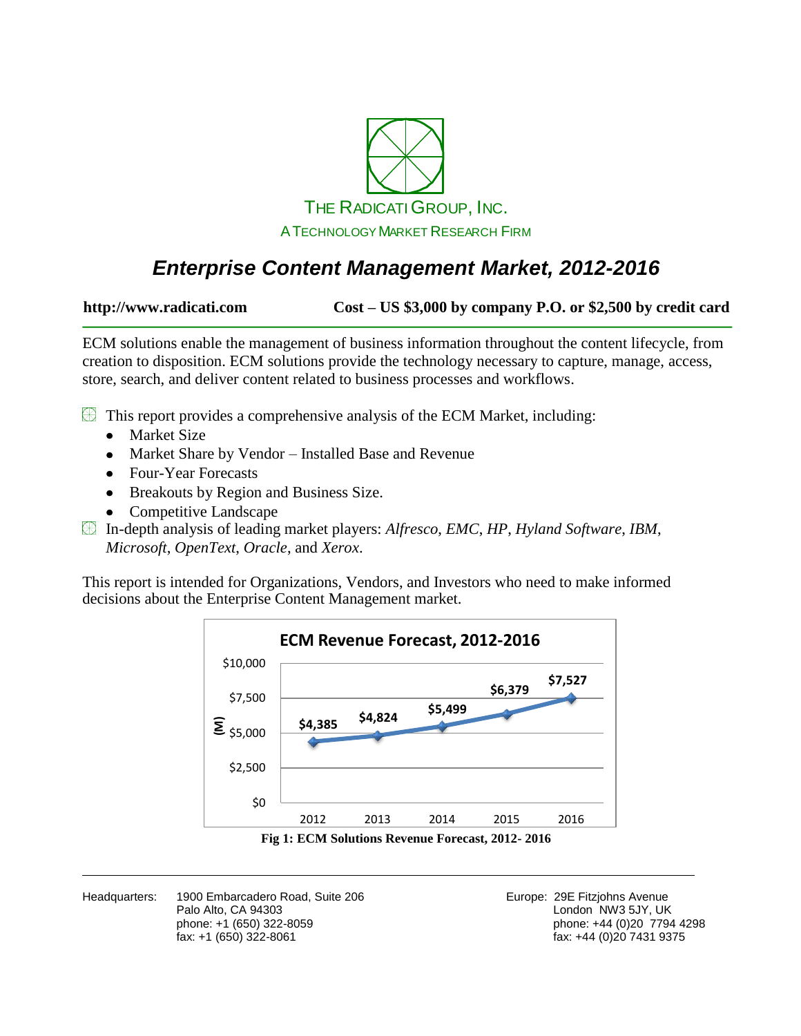THE RADICATI GROUP, INC.

A TECHNOLOGY MARKET RESEARCH FIRM

# *Enterprise Content Management Market, 2012-2016*

**http://www.radicati.com** **Cost – US $3,000 by company P.O. or $2,500 by credit card**

ECM solutions enable the management of business information throughout the content lifecycle, from creation to disposition. ECM solutions provide the technology necessary to capture, manage, access, store, search, and deliver content related to business processes and workflows.

- This report provides a comprehensive analysis of the ECM Market, including:
  - Market Size
  - Market Share by Vendor – Installed Base and Revenue
  - Four-Year Forecasts
  - Breakouts by Region and Business Size.
  - Competitive Landscape
- In-depth analysis of leading market players: *Alfresco*, *EMC*, *HP*, *Hyland Software*, *IBM*, *Microsoft*, *OpenText*, *Oracle*, and *Xerox*.

This report is intended for Organizations, Vendors, and Investors who need to make informed decisions about the Enterprise Content Management market.

**ECM Revenue Forecast, 2012-2016**

| Year | Revenue ($M) |
|---|---|
| 2012 | $4,385 |
| 2013 | $4,824 |
| 2014 | $5,499 |
| 2015 | $6,379 |
| 2016 | $7,527 |

**Fig 1: ECM Solutions Revenue Forecast, 2012- 2016**

Headquarters: 1900 Embarcadero Road, Suite 206
Palo Alto, CA 94303
phone: +1 (650) 322-8059
fax: +1 (650) 322-8061

Europe: 29E Fitzjohns Avenue
London NW3 5JY, UK
phone: +44 (0)20 7794 4298
fax: +44 (0)20 7431 9375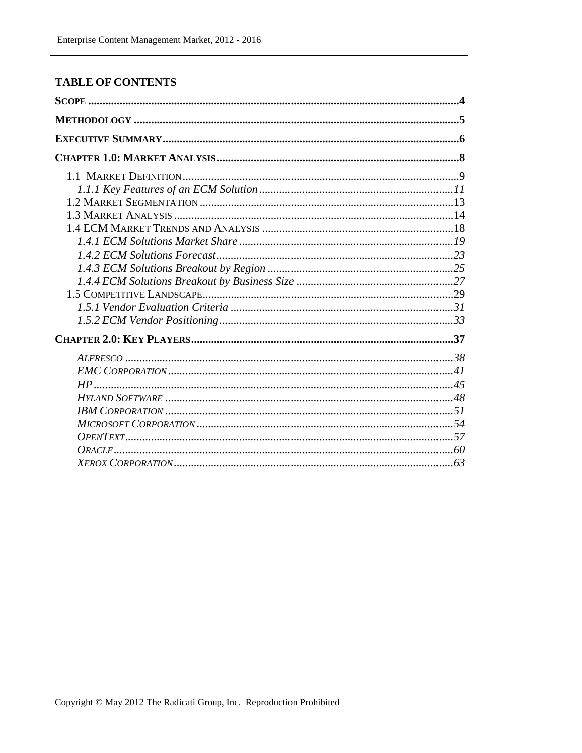## TABLE OF CONTENTS

**SCOPE** ........................................................................................................................**4**

**METHODOLOGY** ............................................................................................................**5**

**EXECUTIVE SUMMARY**....................................................................................................**6**

**CHAPTER 1.0: MARKET ANALYSIS**.....................................................................................**8**

- 1.1 MARKET DEFINITION........................................................................................9
  - *1.1.1 Key Features of an ECM Solution*...........................................................*11*
- 1.2 MARKET SEGMENTATION.................................................................................13
- 1.3 MARKET ANALYSIS...........................................................................................14
- 1.4 ECM MARKET TRENDS AND ANALYSIS ...........................................................18
  - *1.4.1 ECM Solutions Market Share*..................................................................*19*
  - *1.4.2 ECM Solutions Forecast*.........................................................................*23*
  - *1.4.3 ECM Solutions Breakout by Region*........................................................*25*
  - *1.4.4 ECM Solutions Breakout by Business Size*..............................................*27*
- 1.5 COMPETITIVE LANDSCAPE...............................................................................29
  - *1.5.1 Vendor Evaluation Criteria*....................................................................*31*
  - *1.5.2 ECM Vendor Positioning*........................................................................*33*

**CHAPTER 2.0: KEY PLAYERS**..........................................................................................**37**

- *ALFRESCO* ..........................................................................................................*38*
- *EMC CORPORATION*.............................................................................................*41*
- *HP*......................................................................................................................*45*
- *HYLAND SOFTWARE* ............................................................................................*48*
- *IBM CORPORATION* ..............................................................................................*51*
- *MICROSOFT CORPORATION*..................................................................................*54*
- *OPENTEXT*..........................................................................................................*57*
- *ORACLE*..............................................................................................................*60*
- *XEROX CORPORATION*..........................................................................................*63*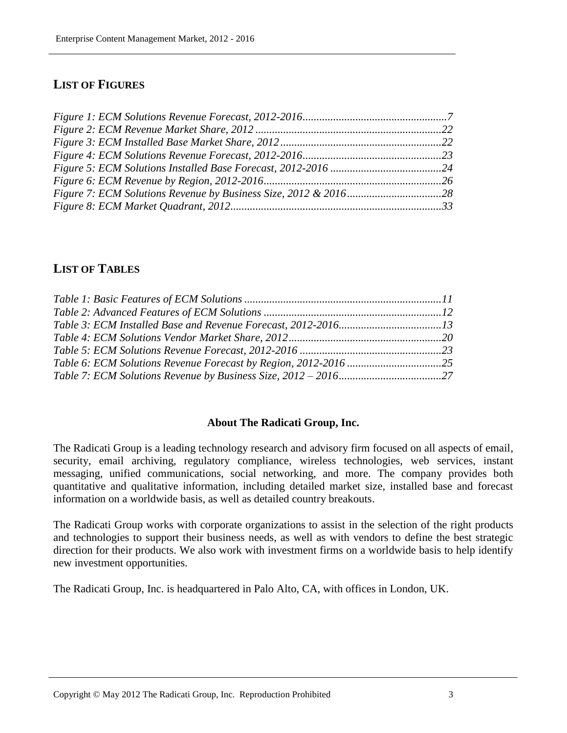## LIST OF FIGURES

*Figure 1: ECM Solutions Revenue Forecast, 2012-2016....................................................7*
*Figure 2: ECM Revenue Market Share, 2012 ...................................................................22*
*Figure 3: ECM Installed Base Market Share, 2012..........................................................22*
*Figure 4: ECM Solutions Revenue Forecast, 2012-2016..................................................23*
*Figure 5: ECM Solutions Installed Base Forecast, 2012-2016 .........................................24*
*Figure 6: ECM Revenue by Region, 2012-2016................................................................26*
*Figure 7: ECM Solutions Revenue by Business Size, 2012 & 2016..................................28*
*Figure 8: ECM Market Quadrant, 2012............................................................................33*

## LIST OF TABLES

*Table 1: Basic Features of ECM Solutions .......................................................................11*
*Table 2: Advanced Features of ECM Solutions ................................................................12*
*Table 3: ECM Installed Base and Revenue Forecast, 2012-2016.....................................13*
*Table 4: ECM Solutions Vendor Market Share, 2012.......................................................20*
*Table 5: ECM Solutions Revenue Forecast, 2012-2016 ...................................................23*
*Table 6: ECM Solutions Revenue Forecast by Region, 2012-2016 ..................................25*
*Table 7: ECM Solutions Revenue by Business Size, 2012 – 2016.....................................27*

**About The Radicati Group, Inc.**

The Radicati Group is a leading technology research and advisory firm focused on all aspects of email, security, email archiving, regulatory compliance, wireless technologies, web services, instant messaging, unified communications, social networking, and more. The company provides both quantitative and qualitative information, including detailed market size, installed base and forecast information on a worldwide basis, as well as detailed country breakouts.

The Radicati Group works with corporate organizations to assist in the selection of the right products and technologies to support their business needs, as well as with vendors to define the best strategic direction for their products. We also work with investment firms on a worldwide basis to help identify new investment opportunities.

The Radicati Group, Inc. is headquartered in Palo Alto, CA, with offices in London, UK.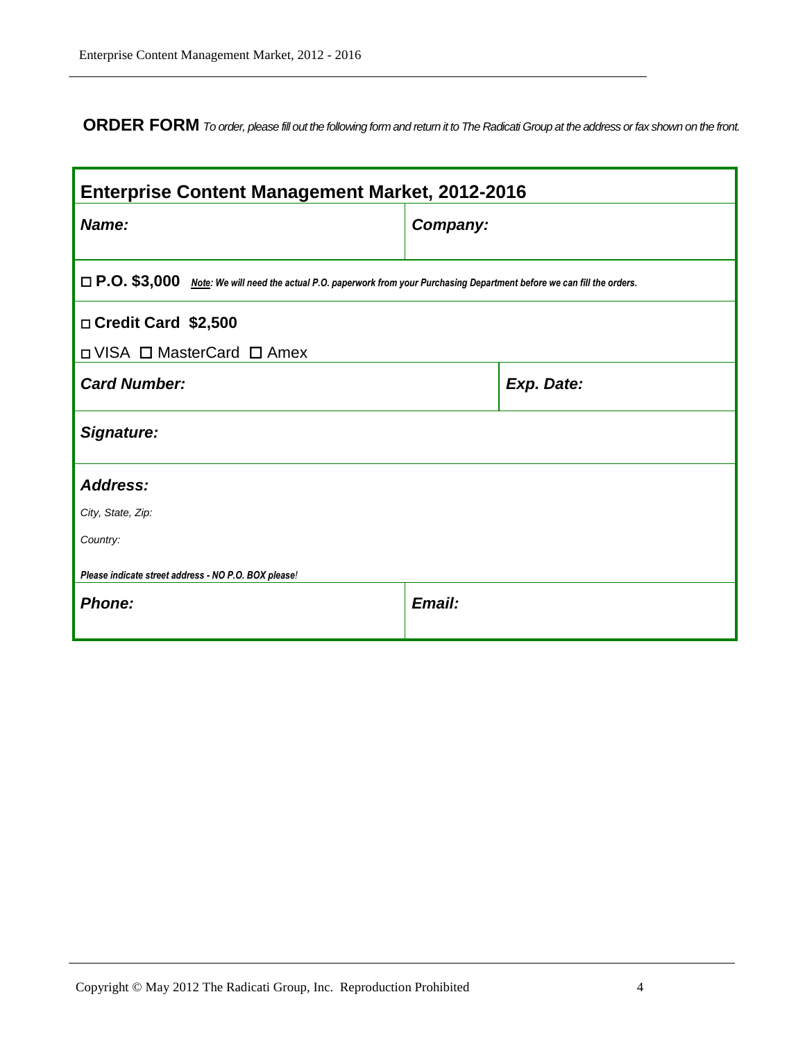**ORDER FORM** *To order, please fill out the following form and return it to The Radicati Group at the address or fax shown on the front.*

| **Enterprise Content Management Market, 2012-2016** | | |
|---|---|---|
| ***Name:*** | ***Company:*** | |
| ☐ **P.O. $3,000** ***Note: We will need the actual P.O. paperwork from your Purchasing Department before we can fill the orders.*** | | |
| ☐ **Credit Card $2,500**<br>☐ VISA ☐ MasterCard ☐ Amex | | |
| ***Card Number:*** | | ***Exp. Date:*** |
| ***Signature:*** | | |
| ***Address:***<br>*City, State, Zip:*<br>*Country:*<br>***Please indicate street address - NO P.O. BOX please!*** | | |
| ***Phone:*** | ***Email:*** | |